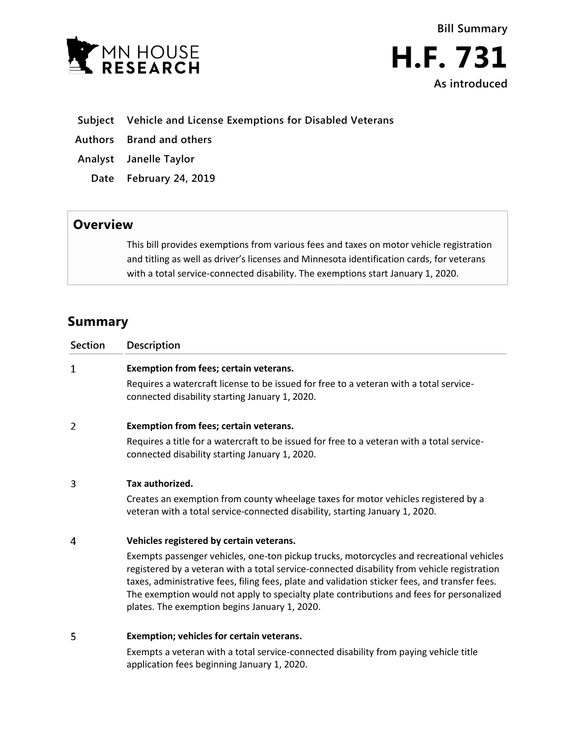MN HOUSE RESEARCH

# Bill Summary

# H.F. 731

**As introduced**

**Subject** Vehicle and License Exemptions for Disabled Veterans

**Authors** Brand and others

**Analyst** Janelle Taylor

**Date** February 24, 2019

## Overview

This bill provides exemptions from various fees and taxes on motor vehicle registration and titling as well as driver's licenses and Minnesota identification cards, for veterans with a total service-connected disability. The exemptions start January 1, 2020.

## Summary

| Section | Description |
|---|---|
| 1 | **Exemption from fees; certain veterans.** Requires a watercraft license to be issued for free to a veteran with a total service-connected disability starting January 1, 2020. |
| 2 | **Exemption from fees; certain veterans.** Requires a title for a watercraft to be issued for free to a veteran with a total service-connected disability starting January 1, 2020. |
| 3 | **Tax authorized.** Creates an exemption from county wheelage taxes for motor vehicles registered by a veteran with a total service-connected disability, starting January 1, 2020. |
| 4 | **Vehicles registered by certain veterans.** Exempts passenger vehicles, one-ton pickup trucks, motorcycles and recreational vehicles registered by a veteran with a total service-connected disability from vehicle registration taxes, administrative fees, filing fees, plate and validation sticker fees, and transfer fees. The exemption would not apply to specialty plate contributions and fees for personalized plates. The exemption begins January 1, 2020. |
| 5 | **Exemption; vehicles for certain veterans.** Exempts a veteran with a total service-connected disability from paying vehicle title application fees beginning January 1, 2020. |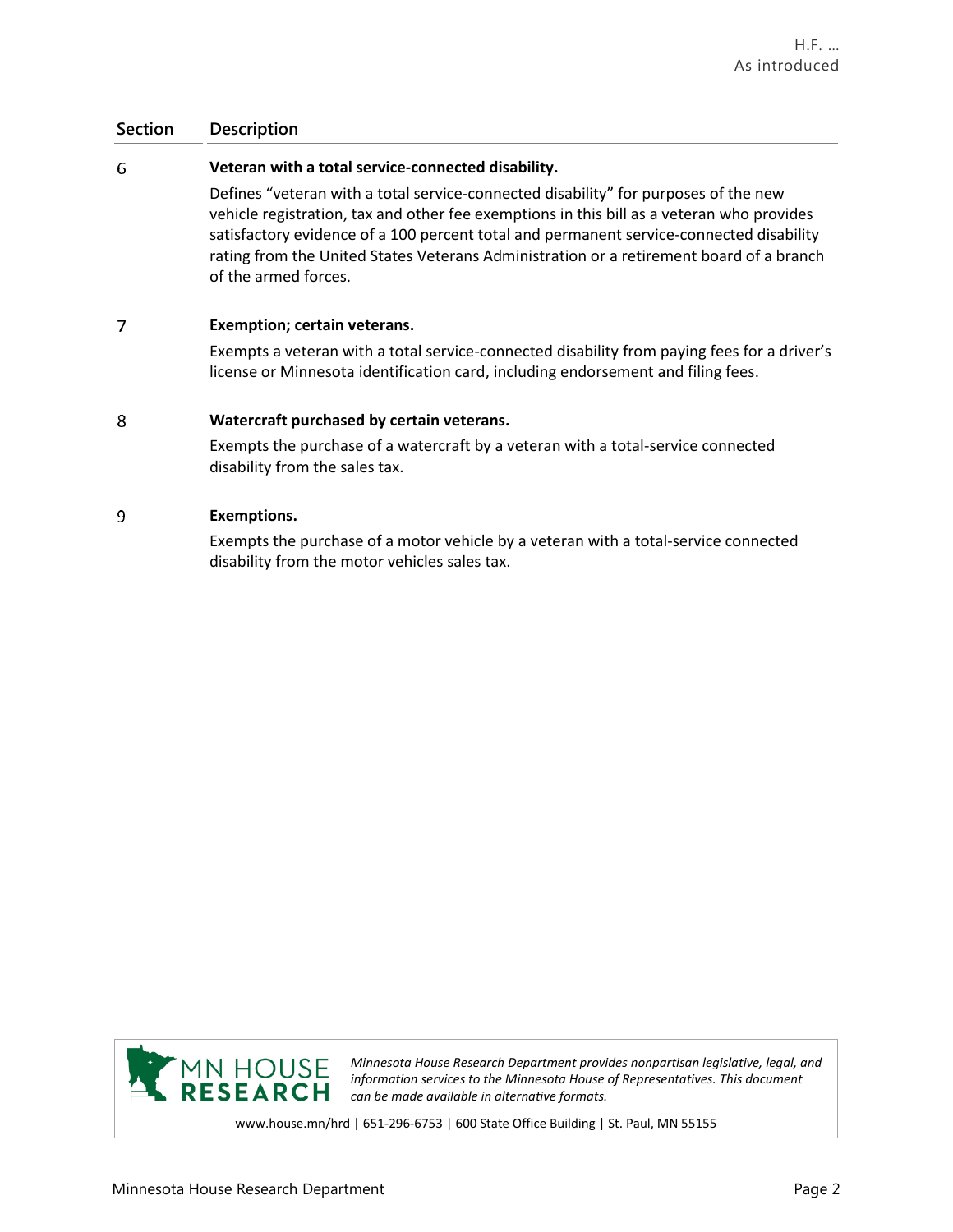| Section | Description |
|---|---|
| 6 | **Veteran with a total service-connected disability.** Defines "veteran with a total service-connected disability" for purposes of the new vehicle registration, tax and other fee exemptions in this bill as a veteran who provides satisfactory evidence of a 100 percent total and permanent service-connected disability rating from the United States Veterans Administration or a retirement board of a branch of the armed forces. |
| 7 | **Exemption; certain veterans.** Exempts a veteran with a total service-connected disability from paying fees for a driver's license or Minnesota identification card, including endorsement and filing fees. |
| 8 | **Watercraft purchased by certain veterans.** Exempts the purchase of a watercraft by a veteran with a total-service connected disability from the sales tax. |
| 9 | **Exemptions.** Exempts the purchase of a motor vehicle by a veteran with a total-service connected disability from the motor vehicles sales tax. |

*Minnesota House Research Department provides nonpartisan legislative, legal, and information services to the Minnesota House of Representatives. This document can be made available in alternative formats.*

www.house.mn/hrd | 651-296-6753 | 600 State Office Building | St. Paul, MN 55155